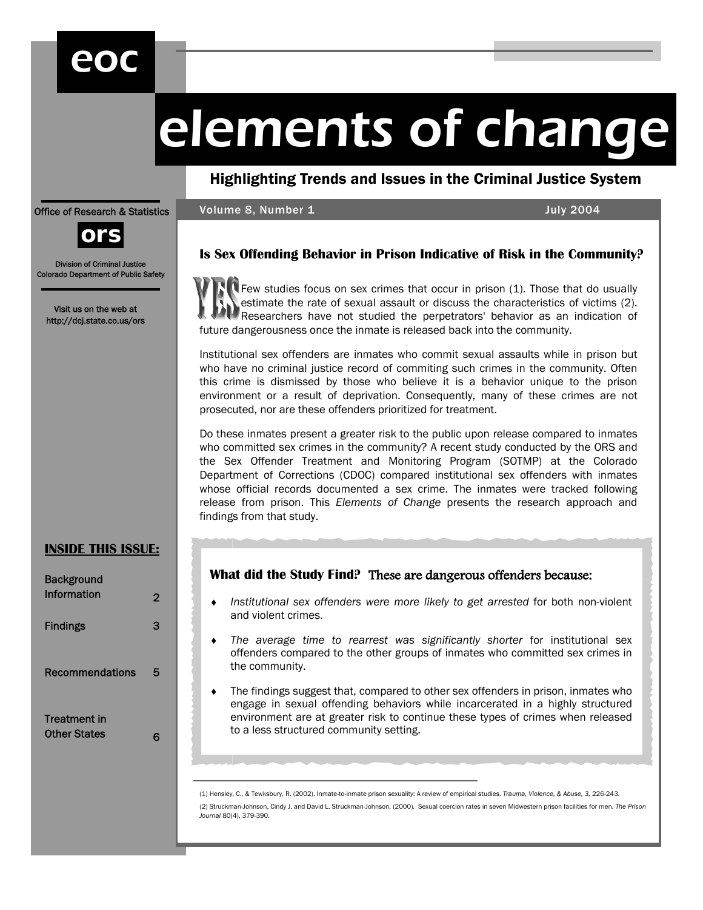eoc

# elements of change

**Highlighting Trends and Issues in the Criminal Justice System**

Office of Research & Statistics

ors

Division of Criminal Justice
Colorado Department of Public Safety

Visit us on the web at
http://dcj.state.co.us/ors

Volume 8, Number 1 July 2004

## Is Sex Offending Behavior in Prison Indicative of Risk in the Community?

YES Few studies focus on sex crimes that occur in prison (1). Those that do usually estimate the rate of sexual assault or discuss the characteristics of victims (2). Researchers have not studied the perpetrators' behavior as an indication of future dangerousness once the inmate is released back into the community.

Institutional sex offenders are inmates who commit sexual assaults while in prison but who have no criminal justice record of commiting such crimes in the community. Often this crime is dismissed by those who believe it is a behavior unique to the prison environment or a result of deprivation. Consequently, many of these crimes are not prosecuted, nor are these offenders prioritized for treatment.

Do these inmates present a greater risk to the public upon release compared to inmates who committed sex crimes in the community? A recent study conducted by the ORS and the Sex Offender Treatment and Monitoring Program (SOTMP) at the Colorado Department of Corrections (CDOC) compared institutional sex offenders with inmates whose official records documented a sex crime. The inmates were tracked following release from prison. This *Elements of Change* presents the research approach and findings from that study.

### What did the Study Find? These are dangerous offenders because:

- *Institutional sex offenders were more likely to get arrested* for both non-violent and violent crimes.
- *The average time to rearrest was significantly shorter* for institutional sex offenders compared to the other groups of inmates who committed sex crimes in the community.
- The findings suggest that, compared to other sex offenders in prison, inmates who engage in sexual offending behaviors while incarcerated in a highly structured environment are at greater risk to continue these types of crimes when released to a less structured community setting.

**INSIDE THIS ISSUE:**

| | |
|---|---|
| Background Information | 2 |
| Findings | 3 |
| Recommendations | 5 |
| Treatment in Other States | 6 |

---

(1) Hensley, C., & Tewksbury, R. (2002). Inmate-to-inmate prison sexuality: A review of empirical studies. *Trauma, Violence, & Abuse, 3,* 226-243.

(2) Struckman-Johnson, Cindy J. and David L. Struckman-Johnson. (2000). Sexual coercion rates in seven Midwestern prison facilities for men. *The Prison Journal* 80(4), 379-390.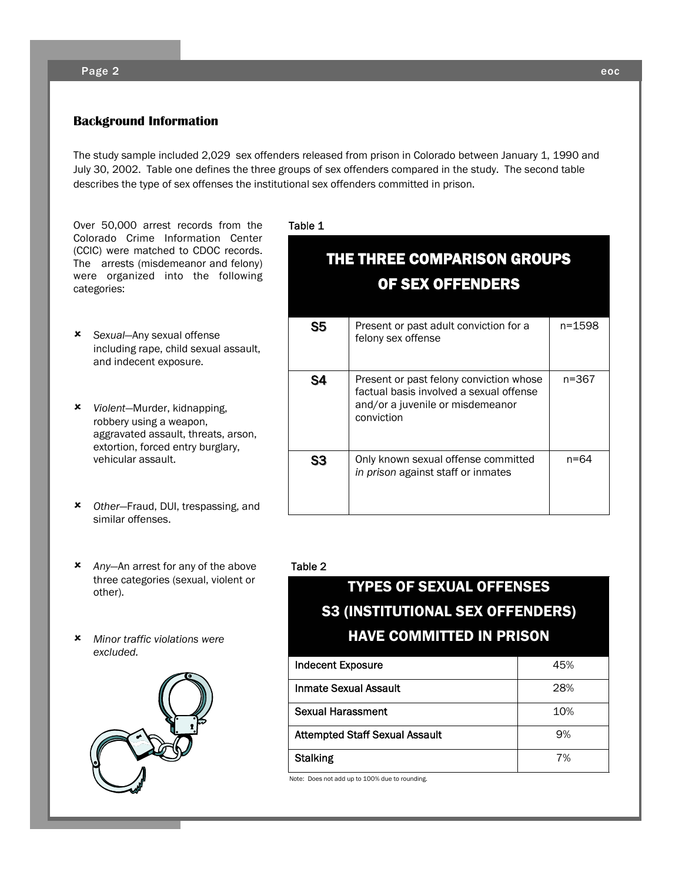## Background Information

The study sample included 2,029 sex offenders released from prison in Colorado between January 1, 1990 and July 30, 2002. Table one defines the three groups of sex offenders compared in the study. The second table describes the type of sex offenses the institutional sex offenders committed in prison.

Over 50,000 arrest records from the Colorado Crime Information Center (CCIC) were matched to CDOC records. The arrests (misdemeanor and felony) were organized into the following categories:

- *Sexual*—Any sexual offense including rape, child sexual assault, and indecent exposure.
- *Violent*—Murder, kidnapping, robbery using a weapon, aggravated assault, threats, arson, extortion, forced entry burglary, vehicular assault.
- *Other*—Fraud, DUI, trespassing, and similar offenses.
- *Any*—An arrest for any of the above three categories (sexual, violent or other).
- *Minor traffic violations were excluded.*

Table 1

| THE THREE COMPARISON GROUPS OF SEX OFFENDERS | | |
|---|---|---|
| **S5** | Present or past adult conviction for a felony sex offense | n=1598 |
| **S4** | Present or past felony conviction whose factual basis involved a sexual offense and/or a juvenile or misdemeanor conviction | n=367 |
| **S3** | Only known sexual offense committed *in prison* against staff or inmates | n=64 |

Table 2

| TYPES OF SEXUAL OFFENSES S3 (INSTITUTIONAL SEX OFFENDERS) HAVE COMMITTED IN PRISON | |
|---|---|
| Indecent Exposure | 45% |
| Inmate Sexual Assault | 28% |
| Sexual Harassment | 10% |
| Attempted Staff Sexual Assault | 9% |
| Stalking | 7% |

Note: Does not add up to 100% due to rounding.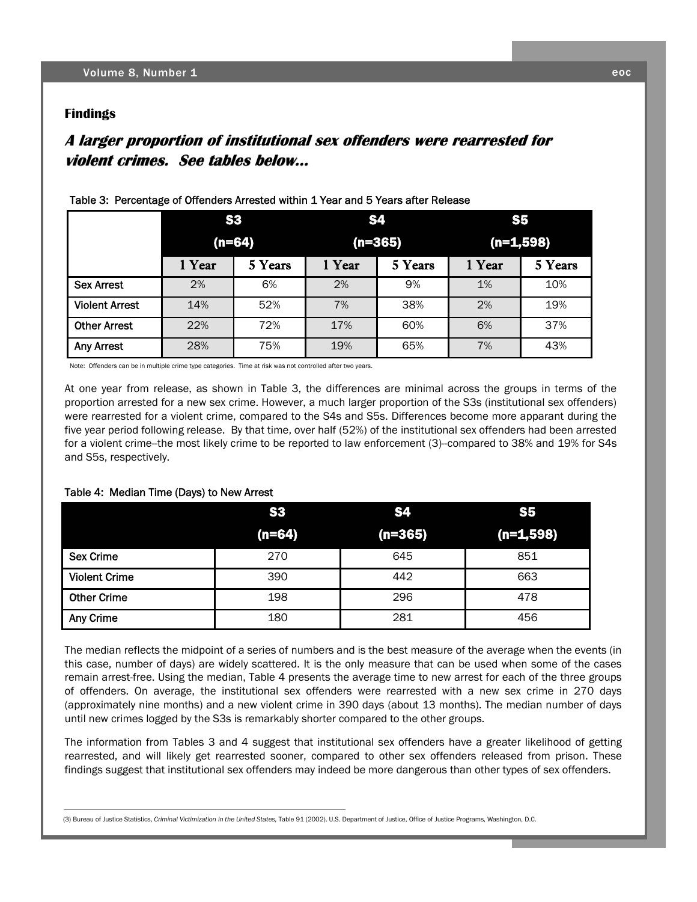## Findings

### ***A larger proportion of institutional sex offenders were rearrested for violent crimes. See tables below...***

Table 3: Percentage of Offenders Arrested within 1 Year and 5 Years after Release

| | S3 (n=64) | | S4 (n=365) | | S5 (n=1,598) | |
|---|---|---|---|---|---|---|
| | 1 Year | 5 Years | 1 Year | 5 Years | 1 Year | 5 Years |
| Sex Arrest | 2% | 6% | 2% | 9% | 1% | 10% |
| Violent Arrest | 14% | 52% | 7% | 38% | 2% | 19% |
| Other Arrest | 22% | 72% | 17% | 60% | 6% | 37% |
| Any Arrest | 28% | 75% | 19% | 65% | 7% | 43% |

Note: Offenders can be in multiple crime type categories. Time at risk was not controlled after two years.

At one year from release, as shown in Table 3, the differences are minimal across the groups in terms of the proportion arrested for a new sex crime. However, a much larger proportion of the S3s (institutional sex offenders) were rearrested for a violent crime, compared to the S4s and S5s. Differences become more apparent during the five year period following release. By that time, over half (52%) of the institutional sex offenders had been arrested for a violent crime--the most likely crime to be reported to law enforcement (3)--compared to 38% and 19% for S4s and S5s, respectively.

Table 4: Median Time (Days) to New Arrest

| | S3 (n=64) | S4 (n=365) | S5 (n=1,598) |
|---|---|---|---|
| Sex Crime | 270 | 645 | 851 |
| Violent Crime | 390 | 442 | 663 |
| Other Crime | 198 | 296 | 478 |
| Any Crime | 180 | 281 | 456 |

The median reflects the midpoint of a series of numbers and is the best measure of the average when the events (in this case, number of days) are widely scattered. It is the only measure that can be used when some of the cases remain arrest-free. Using the median, Table 4 presents the average time to new arrest for each of the three groups of offenders. On average, the institutional sex offenders were rearrested with a new sex crime in 270 days (approximately nine months) and a new violent crime in 390 days (about 13 months). The median number of days until new crimes logged by the S3s is remarkably shorter compared to the other groups.

The information from Tables 3 and 4 suggest that institutional sex offenders have a greater likelihood of getting rearrested, and will likely get rearrested sooner, compared to other sex offenders released from prison. These findings suggest that institutional sex offenders may indeed be more dangerous than other types of sex offenders.

---

(3) Bureau of Justice Statistics, *Criminal Victimization in the United States,* Table 91 (2002). U.S. Department of Justice, Office of Justice Programs, Washington, D.C.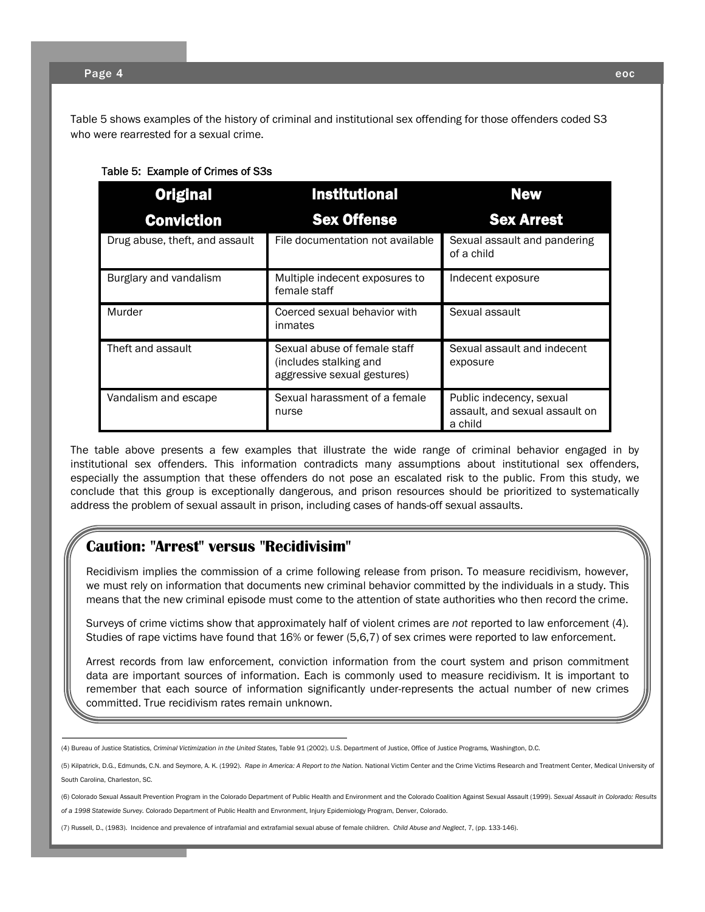Table 5 shows examples of the history of criminal and institutional sex offending for those offenders coded S3 who were rearrested for a sexual crime.

Table 5: Example of Crimes of S3s

| Original Conviction | Institutional Sex Offense | New Sex Arrest |
|---|---|---|
| Drug abuse, theft, and assault | File documentation not available | Sexual assault and pandering of a child |
| Burglary and vandalism | Multiple indecent exposures to female staff | Indecent exposure |
| Murder | Coerced sexual behavior with inmates | Sexual assault |
| Theft and assault | Sexual abuse of female staff (includes stalking and aggressive sexual gestures) | Sexual assault and indecent exposure |
| Vandalism and escape | Sexual harassment of a female nurse | Public indecency, sexual assault, and sexual assault on a child |

The table above presents a few examples that illustrate the wide range of criminal behavior engaged in by institutional sex offenders. This information contradicts many assumptions about institutional sex offenders, especially the assumption that these offenders do not pose an escalated risk to the public. From this study, we conclude that this group is exceptionally dangerous, and prison resources should be prioritized to systematically address the problem of sexual assault in prison, including cases of hands-off sexual assaults.

## Caution: "Arrest" versus "Recidivisim"

Recidivism implies the commission of a crime following release from prison. To measure recidivism, however, we must rely on information that documents new criminal behavior committed by the individuals in a study. This means that the new criminal episode must come to the attention of state authorities who then record the crime.

Surveys of crime victims show that approximately half of violent crimes are *not* reported to law enforcement (4). Studies of rape victims have found that 16% or fewer (5,6,7) of sex crimes were reported to law enforcement.

Arrest records from law enforcement, conviction information from the court system and prison commitment data are important sources of information. Each is commonly used to measure recidivism. It is important to remember that each source of information significantly under-represents the actual number of new crimes committed. True recidivism rates remain unknown.

---

(4) Bureau of Justice Statistics, *Criminal Victimization in the United States*, Table 91 (2002). U.S. Department of Justice, Office of Justice Programs, Washington, D.C.

(5) Kilpatrick, D.G., Edmunds, C.N. and Seymore, A. K. (1992). *Rape in America: A Report to the Nation.* National Victim Center and the Crime Victims Research and Treatment Center, Medical University of South Carolina, Charleston, SC.

(6) Colorado Sexual Assault Prevention Program in the Colorado Department of Public Health and Environment and the Colorado Coalition Against Sexual Assault (1999). *Sexual Assault in Colorado: Results of a 1998 Statewide Survey.* Colorado Department of Public Health and Envronment, Injury Epidemiology Program, Denver, Colorado.

(7) Russell, D., (1983). Incidence and prevalence of intrafamial and extrafamial sexual abuse of female children. *Child Abuse and Neglect*, 7, (pp. 133-146).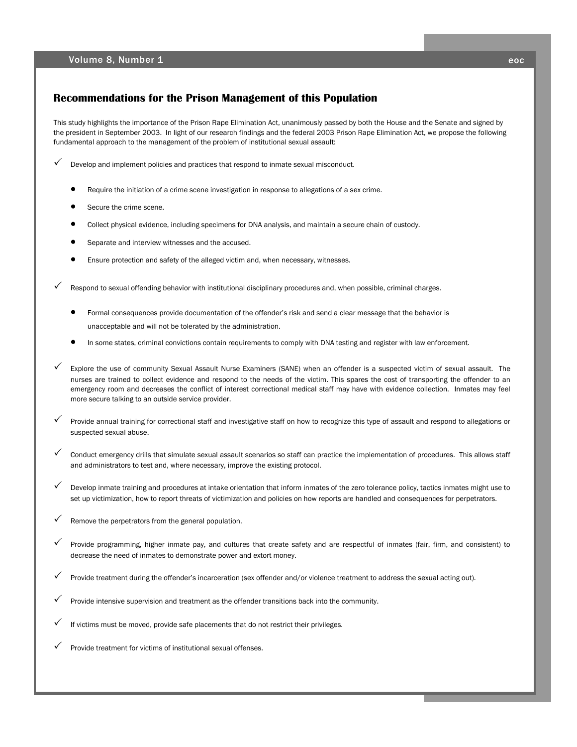## Recommendations for the Prison Management of this Population

This study highlights the importance of the Prison Rape Elimination Act, unanimously passed by both the House and the Senate and signed by the president in September 2003. In light of our research findings and the federal 2003 Prison Rape Elimination Act, we propose the following fundamental approach to the management of the problem of institutional sexual assault:

- ✓ Develop and implement policies and practices that respond to inmate sexual misconduct.
  - Require the initiation of a crime scene investigation in response to allegations of a sex crime.
  - Secure the crime scene.
  - Collect physical evidence, including specimens for DNA analysis, and maintain a secure chain of custody.
  - Separate and interview witnesses and the accused.
  - Ensure protection and safety of the alleged victim and, when necessary, witnesses.
- ✓ Respond to sexual offending behavior with institutional disciplinary procedures and, when possible, criminal charges.
  - Formal consequences provide documentation of the offender's risk and send a clear message that the behavior is unacceptable and will not be tolerated by the administration.
  - In some states, criminal convictions contain requirements to comply with DNA testing and register with law enforcement.
- ✓ Explore the use of community Sexual Assault Nurse Examiners (SANE) when an offender is a suspected victim of sexual assault. The nurses are trained to collect evidence and respond to the needs of the victim. This spares the cost of transporting the offender to an emergency room and decreases the conflict of interest correctional medical staff may have with evidence collection. Inmates may feel more secure talking to an outside service provider.
- ✓ Provide annual training for correctional staff and investigative staff on how to recognize this type of assault and respond to allegations or suspected sexual abuse.
- ✓ Conduct emergency drills that simulate sexual assault scenarios so staff can practice the implementation of procedures. This allows staff and administrators to test and, where necessary, improve the existing protocol.
- ✓ Develop inmate training and procedures at intake orientation that inform inmates of the zero tolerance policy, tactics inmates might use to set up victimization, how to report threats of victimization and policies on how reports are handled and consequences for perpetrators.
- ✓ Remove the perpetrators from the general population.
- ✓ Provide programming, higher inmate pay, and cultures that create safety and are respectful of inmates (fair, firm, and consistent) to decrease the need of inmates to demonstrate power and extort money.
- ✓ Provide treatment during the offender's incarceration (sex offender and/or violence treatment to address the sexual acting out).
- ✓ Provide intensive supervision and treatment as the offender transitions back into the community.
- ✓ If victims must be moved, provide safe placements that do not restrict their privileges.
- ✓ Provide treatment for victims of institutional sexual offenses.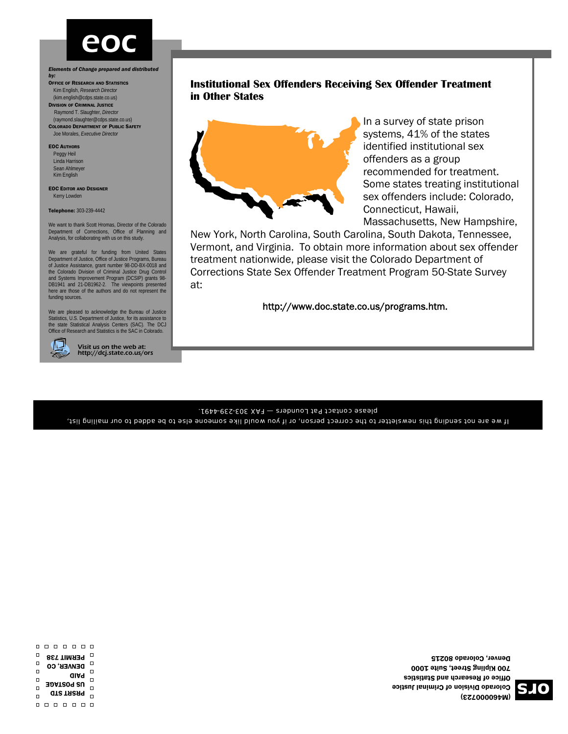# eoc

***Elements of Change* prepared and distributed by:**

**Office of Research and Statistics**
Kim English, *Research Director*
(kim.english@cdps.state.co.us)

**Division of Criminal Justice**
Raymond T. Slaughter, *Director*
(raymond.slaughter@cdps.state.co.us)

**Colorado Department of Public Safety**
Joe Morales, *Executive Director*

**EOC Authors**
Peggy Heil
Linda Harrison
Sean Ahlmeyer
Kim English

**EOC Editor and Designer**
Kerry Lowden

**Telephone:** 303-239-4442

We want to thank Scott Hromas, Director of the Colorado Department of Corrections, Office of Planning and Analysis, for collaborating with us on this study.

We are grateful for funding from United States Department of Justice, Office of Justice Programs, Bureau of Justice Assistance, grant number 98-DD-BX-0018 and the Colorado Division of Criminal Justice Drug Control and Systems Improvement Program (DCSIP) grants 98-DB1941 and 21-DB1962-2. The viewpoints presented here are those of the authors and do not represent the funding sources.

We are pleased to acknowledge the Bureau of Justice Statistics, U.S. Department of Justice, for its assistance to the state Statistical Analysis Centers (SAC). The DCJ Office of Research and Statistics is the SAC in Colorado.

Visit us on the web at:
http://dcj.state.co.us/ors

## Institutional Sex Offenders Receiving Sex Offender Treatment in Other States

In a survey of state prison systems, 41% of the states identified institutional sex offenders as a group recommended for treatment. Some states treating institutional sex offenders include: Colorado, Connecticut, Hawaii, Massachusetts, New Hampshire, New York, North Carolina, South Carolina, South Dakota, Tennessee, Vermont, and Virginia. To obtain more information about sex offender treatment nationwide, please visit the Colorado Department of Corrections State Sex Offender Treatment Program 50-State Survey at:

http://www.doc.state.co.us/programs.htm.

If we are not sending this newsletter to the correct person, or if you would like someone else to be added to our mailing list, please contact Pat Lounders — FAX 303-239-4491.

PRSRT STD
US POSTAGE
PAID
DENVER, CO
PERMIT 738

ors
(M46000723)
Colorado Division of Criminal Justice
Office of Research and Statistics
700 Kipling Street, Suite 1000
Denver, Colorado 80215